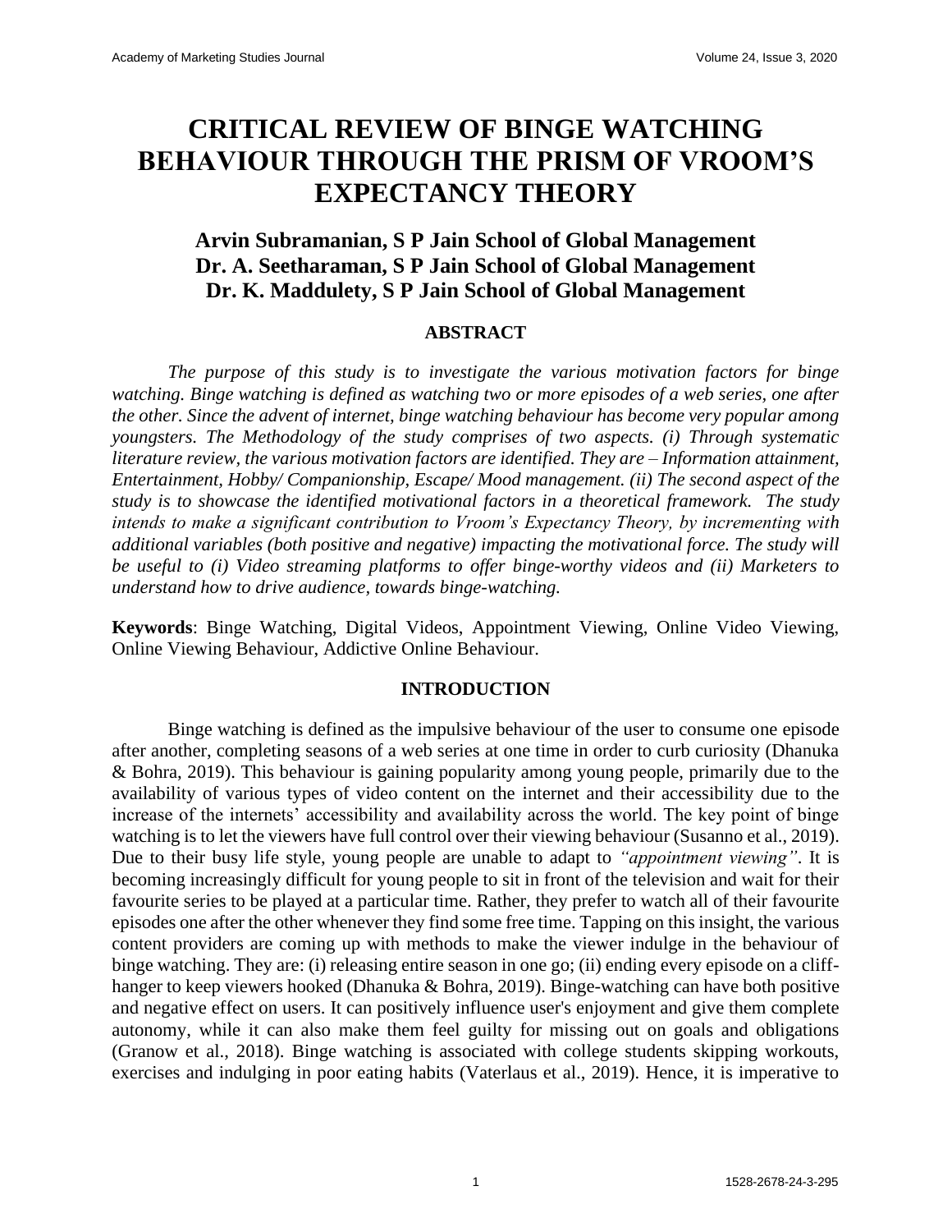# CRITICAL REVIEW OF BINGE WATCHING BEHAVIOUR THROUGH THE PRISM OF VROOM'S EXPECTANCY THEORY

**Arvin Subramanian, S P Jain School of Global Management**
**Dr. A. Seetharaman, S P Jain School of Global Management**
**Dr. K. Maddulety, S P Jain School of Global Management**

## ABSTRACT

*The purpose of this study is to investigate the various motivation factors for binge watching. Binge watching is defined as watching two or more episodes of a web series, one after the other. Since the advent of internet, binge watching behaviour has become very popular among youngsters. The Methodology of the study comprises of two aspects. (i) Through systematic literature review, the various motivation factors are identified. They are – Information attainment, Entertainment, Hobby/ Companionship, Escape/ Mood management. (ii) The second aspect of the study is to showcase the identified motivational factors in a theoretical framework. The study intends to make a significant contribution to Vroom's Expectancy Theory, by incrementing with additional variables (both positive and negative) impacting the motivational force. The study will be useful to (i) Video streaming platforms to offer binge-worthy videos and (ii) Marketers to understand how to drive audience, towards binge-watching.*

**Keywords**: Binge Watching, Digital Videos, Appointment Viewing, Online Video Viewing, Online Viewing Behaviour, Addictive Online Behaviour.

## INTRODUCTION

Binge watching is defined as the impulsive behaviour of the user to consume one episode after another, completing seasons of a web series at one time in order to curb curiosity (Dhanuka & Bohra, 2019). This behaviour is gaining popularity among young people, primarily due to the availability of various types of video content on the internet and their accessibility due to the increase of the internets' accessibility and availability across the world. The key point of binge watching is to let the viewers have full control over their viewing behaviour (Susanno et al., 2019). Due to their busy life style, young people are unable to adapt to *"appointment viewing"*. It is becoming increasingly difficult for young people to sit in front of the television and wait for their favourite series to be played at a particular time. Rather, they prefer to watch all of their favourite episodes one after the other whenever they find some free time. Tapping on this insight, the various content providers are coming up with methods to make the viewer indulge in the behaviour of binge watching. They are: (i) releasing entire season in one go; (ii) ending every episode on a cliff-hanger to keep viewers hooked (Dhanuka & Bohra, 2019). Binge-watching can have both positive and negative effect on users. It can positively influence user's enjoyment and give them complete autonomy, while it can also make them feel guilty for missing out on goals and obligations (Granow et al., 2018). Binge watching is associated with college students skipping workouts, exercises and indulging in poor eating habits (Vaterlaus et al., 2019). Hence, it is imperative to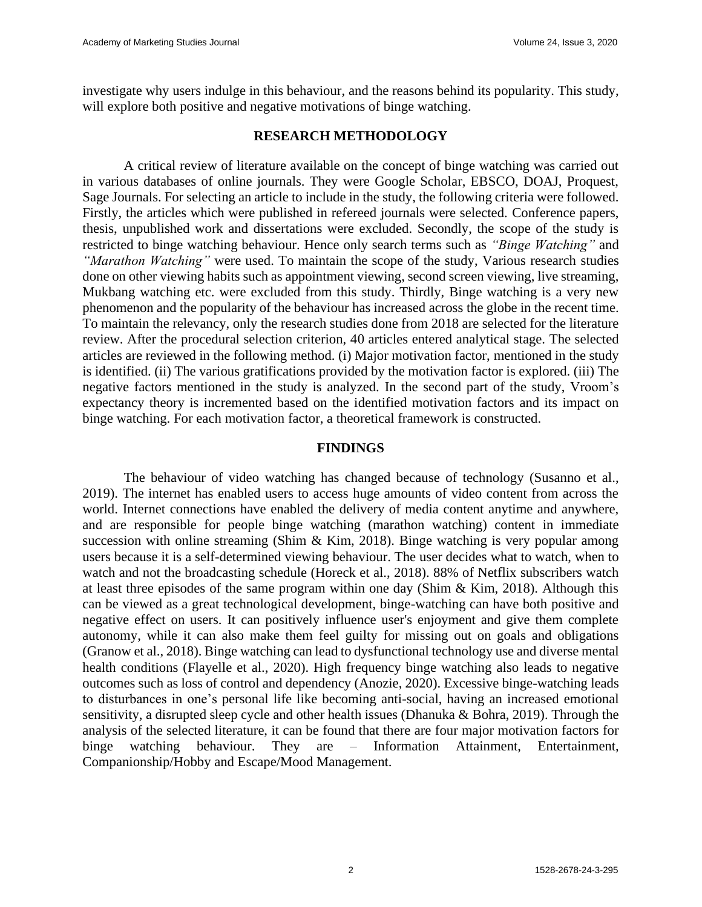investigate why users indulge in this behaviour, and the reasons behind its popularity. This study, will explore both positive and negative motivations of binge watching.

## RESEARCH METHODOLOGY

A critical review of literature available on the concept of binge watching was carried out in various databases of online journals. They were Google Scholar, EBSCO, DOAJ, Proquest, Sage Journals. For selecting an article to include in the study, the following criteria were followed. Firstly, the articles which were published in refereed journals were selected. Conference papers, thesis, unpublished work and dissertations were excluded. Secondly, the scope of the study is restricted to binge watching behaviour. Hence only search terms such as *"Binge Watching"* and *"Marathon Watching"* were used. To maintain the scope of the study, Various research studies done on other viewing habits such as appointment viewing, second screen viewing, live streaming, Mukbang watching etc. were excluded from this study. Thirdly, Binge watching is a very new phenomenon and the popularity of the behaviour has increased across the globe in the recent time. To maintain the relevancy, only the research studies done from 2018 are selected for the literature review. After the procedural selection criterion, 40 articles entered analytical stage. The selected articles are reviewed in the following method. (i) Major motivation factor, mentioned in the study is identified. (ii) The various gratifications provided by the motivation factor is explored. (iii) The negative factors mentioned in the study is analyzed. In the second part of the study, Vroom's expectancy theory is incremented based on the identified motivation factors and its impact on binge watching. For each motivation factor, a theoretical framework is constructed.

## FINDINGS

The behaviour of video watching has changed because of technology (Susanno et al., 2019). The internet has enabled users to access huge amounts of video content from across the world. Internet connections have enabled the delivery of media content anytime and anywhere, and are responsible for people binge watching (marathon watching) content in immediate succession with online streaming (Shim & Kim, 2018). Binge watching is very popular among users because it is a self-determined viewing behaviour. The user decides what to watch, when to watch and not the broadcasting schedule (Horeck et al., 2018). 88% of Netflix subscribers watch at least three episodes of the same program within one day (Shim & Kim, 2018). Although this can be viewed as a great technological development, binge-watching can have both positive and negative effect on users. It can positively influence user's enjoyment and give them complete autonomy, while it can also make them feel guilty for missing out on goals and obligations (Granow et al., 2018). Binge watching can lead to dysfunctional technology use and diverse mental health conditions (Flayelle et al., 2020). High frequency binge watching also leads to negative outcomes such as loss of control and dependency (Anozie, 2020). Excessive binge-watching leads to disturbances in one's personal life like becoming anti-social, having an increased emotional sensitivity, a disrupted sleep cycle and other health issues (Dhanuka & Bohra, 2019). Through the analysis of the selected literature, it can be found that there are four major motivation factors for binge watching behaviour. They are – Information Attainment, Entertainment, Companionship/Hobby and Escape/Mood Management.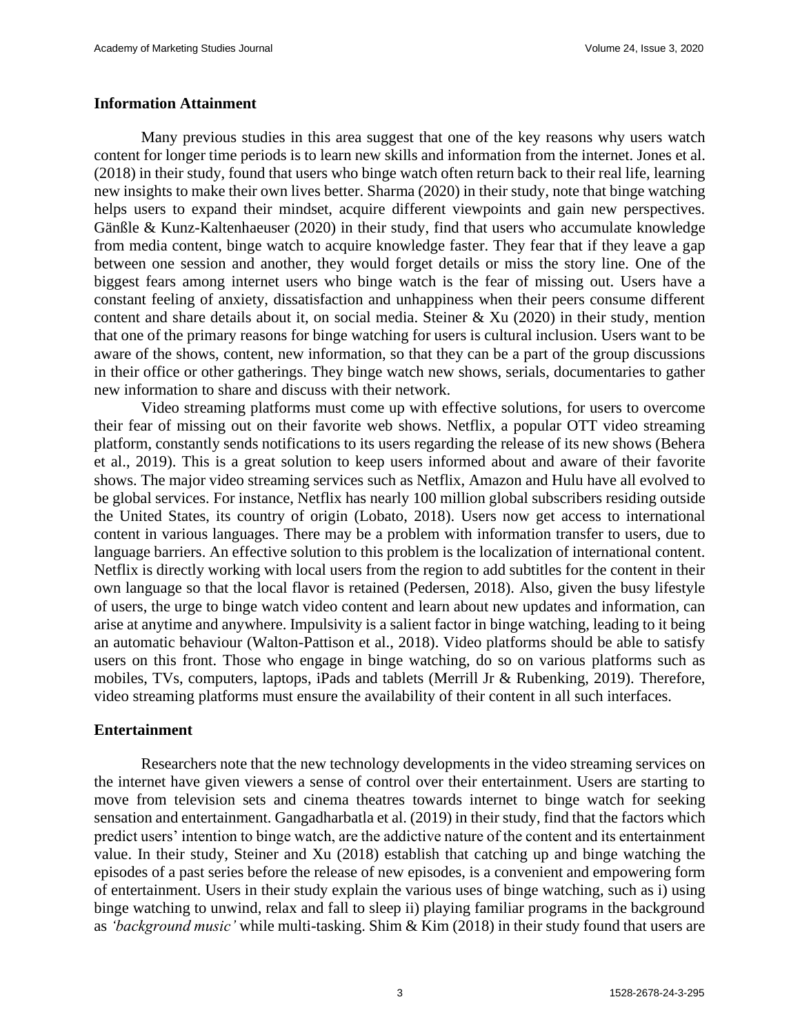### Information Attainment

Many previous studies in this area suggest that one of the key reasons why users watch content for longer time periods is to learn new skills and information from the internet. Jones et al. (2018) in their study, found that users who binge watch often return back to their real life, learning new insights to make their own lives better. Sharma (2020) in their study, note that binge watching helps users to expand their mindset, acquire different viewpoints and gain new perspectives. Gänßle & Kunz-Kaltenhaeuser (2020) in their study, find that users who accumulate knowledge from media content, binge watch to acquire knowledge faster. They fear that if they leave a gap between one session and another, they would forget details or miss the story line. One of the biggest fears among internet users who binge watch is the fear of missing out. Users have a constant feeling of anxiety, dissatisfaction and unhappiness when their peers consume different content and share details about it, on social media. Steiner & Xu (2020) in their study, mention that one of the primary reasons for binge watching for users is cultural inclusion. Users want to be aware of the shows, content, new information, so that they can be a part of the group discussions in their office or other gatherings. They binge watch new shows, serials, documentaries to gather new information to share and discuss with their network.

Video streaming platforms must come up with effective solutions, for users to overcome their fear of missing out on their favorite web shows. Netflix, a popular OTT video streaming platform, constantly sends notifications to its users regarding the release of its new shows (Behera et al., 2019). This is a great solution to keep users informed about and aware of their favorite shows. The major video streaming services such as Netflix, Amazon and Hulu have all evolved to be global services. For instance, Netflix has nearly 100 million global subscribers residing outside the United States, its country of origin (Lobato, 2018). Users now get access to international content in various languages. There may be a problem with information transfer to users, due to language barriers. An effective solution to this problem is the localization of international content. Netflix is directly working with local users from the region to add subtitles for the content in their own language so that the local flavor is retained (Pedersen, 2018). Also, given the busy lifestyle of users, the urge to binge watch video content and learn about new updates and information, can arise at anytime and anywhere. Impulsivity is a salient factor in binge watching, leading to it being an automatic behaviour (Walton-Pattison et al., 2018). Video platforms should be able to satisfy users on this front. Those who engage in binge watching, do so on various platforms such as mobiles, TVs, computers, laptops, iPads and tablets (Merrill Jr & Rubenking, 2019). Therefore, video streaming platforms must ensure the availability of their content in all such interfaces.

### Entertainment

Researchers note that the new technology developments in the video streaming services on the internet have given viewers a sense of control over their entertainment. Users are starting to move from television sets and cinema theatres towards internet to binge watch for seeking sensation and entertainment. Gangadharbatla et al. (2019) in their study, find that the factors which predict users' intention to binge watch, are the addictive nature of the content and its entertainment value. In their study, Steiner and Xu (2018) establish that catching up and binge watching the episodes of a past series before the release of new episodes, is a convenient and empowering form of entertainment. Users in their study explain the various uses of binge watching, such as i) using binge watching to unwind, relax and fall to sleep ii) playing familiar programs in the background as *'background music'* while multi-tasking. Shim & Kim (2018) in their study found that users are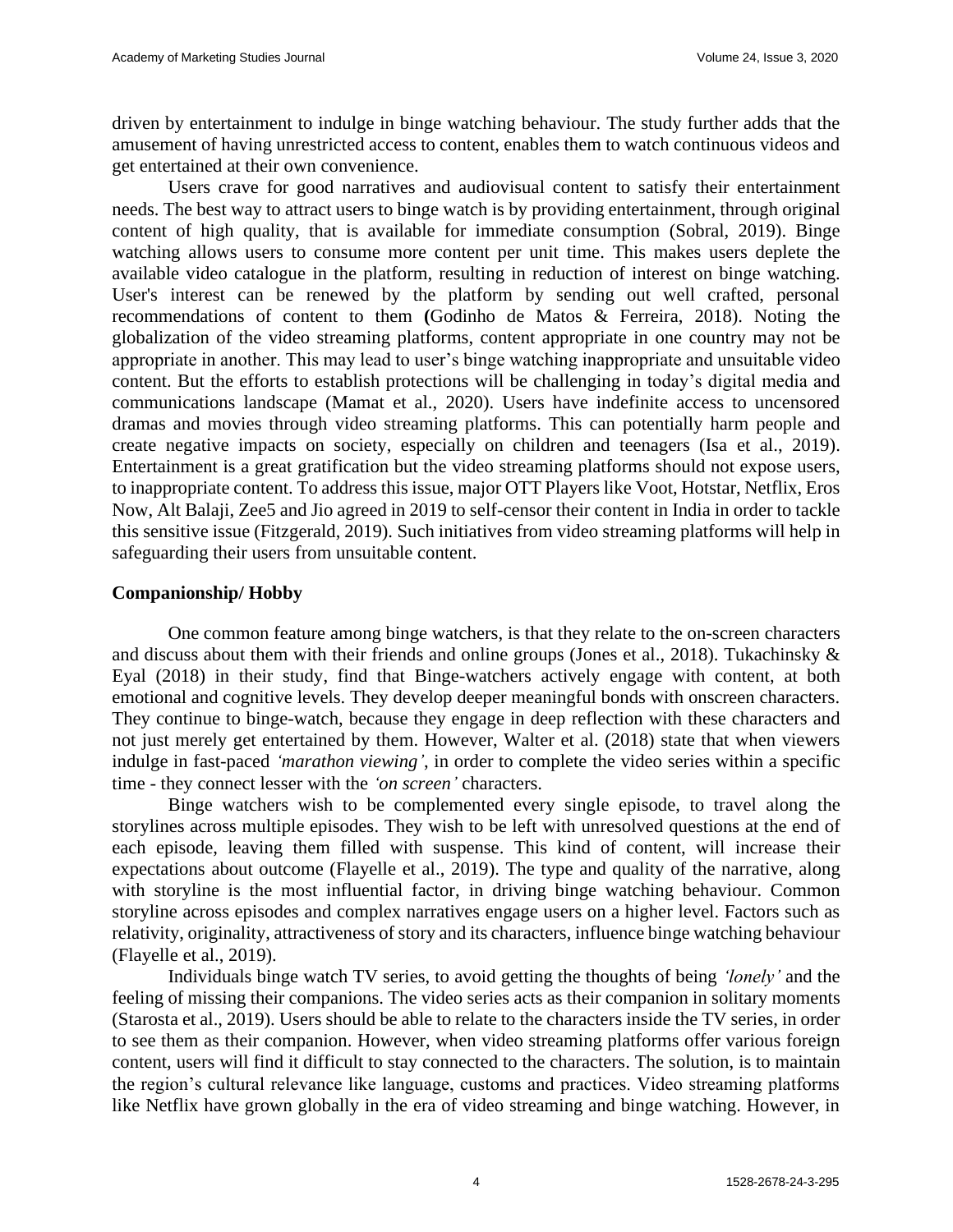driven by entertainment to indulge in binge watching behaviour. The study further adds that the amusement of having unrestricted access to content, enables them to watch continuous videos and get entertained at their own convenience.

Users crave for good narratives and audiovisual content to satisfy their entertainment needs. The best way to attract users to binge watch is by providing entertainment, through original content of high quality, that is available for immediate consumption (Sobral, 2019). Binge watching allows users to consume more content per unit time. This makes users deplete the available video catalogue in the platform, resulting in reduction of interest on binge watching. User's interest can be renewed by the platform by sending out well crafted, personal recommendations of content to them **(**Godinho de Matos & Ferreira, 2018). Noting the globalization of the video streaming platforms, content appropriate in one country may not be appropriate in another. This may lead to user's binge watching inappropriate and unsuitable video content. But the efforts to establish protections will be challenging in today's digital media and communications landscape (Mamat et al., 2020). Users have indefinite access to uncensored dramas and movies through video streaming platforms. This can potentially harm people and create negative impacts on society, especially on children and teenagers (Isa et al., 2019). Entertainment is a great gratification but the video streaming platforms should not expose users, to inappropriate content. To address this issue, major OTT Players like Voot, Hotstar, Netflix, Eros Now, Alt Balaji, Zee5 and Jio agreed in 2019 to self-censor their content in India in order to tackle this sensitive issue (Fitzgerald, 2019). Such initiatives from video streaming platforms will help in safeguarding their users from unsuitable content.

### Companionship/ Hobby

One common feature among binge watchers, is that they relate to the on-screen characters and discuss about them with their friends and online groups (Jones et al., 2018). Tukachinsky & Eyal (2018) in their study, find that Binge-watchers actively engage with content, at both emotional and cognitive levels. They develop deeper meaningful bonds with onscreen characters. They continue to binge-watch, because they engage in deep reflection with these characters and not just merely get entertained by them. However, Walter et al. (2018) state that when viewers indulge in fast-paced *'marathon viewing'*, in order to complete the video series within a specific time - they connect lesser with the *'on screen'* characters.

Binge watchers wish to be complemented every single episode, to travel along the storylines across multiple episodes. They wish to be left with unresolved questions at the end of each episode, leaving them filled with suspense. This kind of content, will increase their expectations about outcome (Flayelle et al., 2019). The type and quality of the narrative, along with storyline is the most influential factor, in driving binge watching behaviour. Common storyline across episodes and complex narratives engage users on a higher level. Factors such as relativity, originality, attractiveness of story and its characters, influence binge watching behaviour (Flayelle et al., 2019).

Individuals binge watch TV series, to avoid getting the thoughts of being *'lonely'* and the feeling of missing their companions. The video series acts as their companion in solitary moments (Starosta et al., 2019). Users should be able to relate to the characters inside the TV series, in order to see them as their companion. However, when video streaming platforms offer various foreign content, users will find it difficult to stay connected to the characters. The solution, is to maintain the region's cultural relevance like language, customs and practices. Video streaming platforms like Netflix have grown globally in the era of video streaming and binge watching. However, in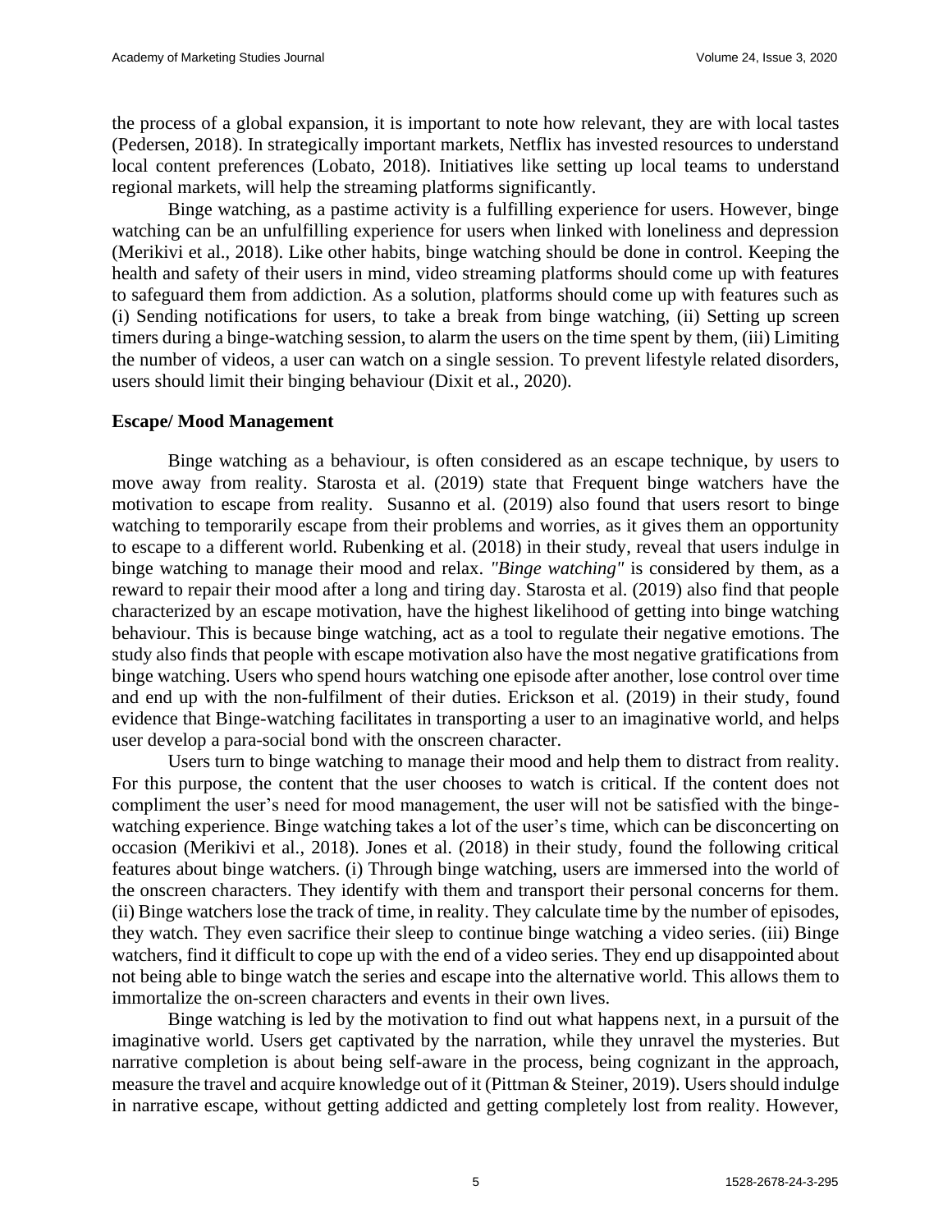the process of a global expansion, it is important to note how relevant, they are with local tastes (Pedersen, 2018). In strategically important markets, Netflix has invested resources to understand local content preferences (Lobato, 2018). Initiatives like setting up local teams to understand regional markets, will help the streaming platforms significantly.

Binge watching, as a pastime activity is a fulfilling experience for users. However, binge watching can be an unfulfilling experience for users when linked with loneliness and depression (Merikivi et al., 2018). Like other habits, binge watching should be done in control. Keeping the health and safety of their users in mind, video streaming platforms should come up with features to safeguard them from addiction. As a solution, platforms should come up with features such as (i) Sending notifications for users, to take a break from binge watching, (ii) Setting up screen timers during a binge-watching session, to alarm the users on the time spent by them, (iii) Limiting the number of videos, a user can watch on a single session. To prevent lifestyle related disorders, users should limit their binging behaviour (Dixit et al., 2020).

### Escape/ Mood Management

Binge watching as a behaviour, is often considered as an escape technique, by users to move away from reality. Starosta et al. (2019) state that Frequent binge watchers have the motivation to escape from reality. Susanno et al. (2019) also found that users resort to binge watching to temporarily escape from their problems and worries, as it gives them an opportunity to escape to a different world. Rubenking et al. (2018) in their study, reveal that users indulge in binge watching to manage their mood and relax. *"Binge watching"* is considered by them, as a reward to repair their mood after a long and tiring day. Starosta et al. (2019) also find that people characterized by an escape motivation, have the highest likelihood of getting into binge watching behaviour. This is because binge watching, act as a tool to regulate their negative emotions. The study also finds that people with escape motivation also have the most negative gratifications from binge watching. Users who spend hours watching one episode after another, lose control over time and end up with the non-fulfilment of their duties. Erickson et al. (2019) in their study, found evidence that Binge-watching facilitates in transporting a user to an imaginative world, and helps user develop a para-social bond with the onscreen character.

Users turn to binge watching to manage their mood and help them to distract from reality. For this purpose, the content that the user chooses to watch is critical. If the content does not compliment the user's need for mood management, the user will not be satisfied with the binge-watching experience. Binge watching takes a lot of the user's time, which can be disconcerting on occasion (Merikivi et al., 2018). Jones et al. (2018) in their study, found the following critical features about binge watchers. (i) Through binge watching, users are immersed into the world of the onscreen characters. They identify with them and transport their personal concerns for them. (ii) Binge watchers lose the track of time, in reality. They calculate time by the number of episodes, they watch. They even sacrifice their sleep to continue binge watching a video series. (iii) Binge watchers, find it difficult to cope up with the end of a video series. They end up disappointed about not being able to binge watch the series and escape into the alternative world. This allows them to immortalize the on-screen characters and events in their own lives.

Binge watching is led by the motivation to find out what happens next, in a pursuit of the imaginative world. Users get captivated by the narration, while they unravel the mysteries. But narrative completion is about being self-aware in the process, being cognizant in the approach, measure the travel and acquire knowledge out of it (Pittman & Steiner, 2019). Users should indulge in narrative escape, without getting addicted and getting completely lost from reality. However,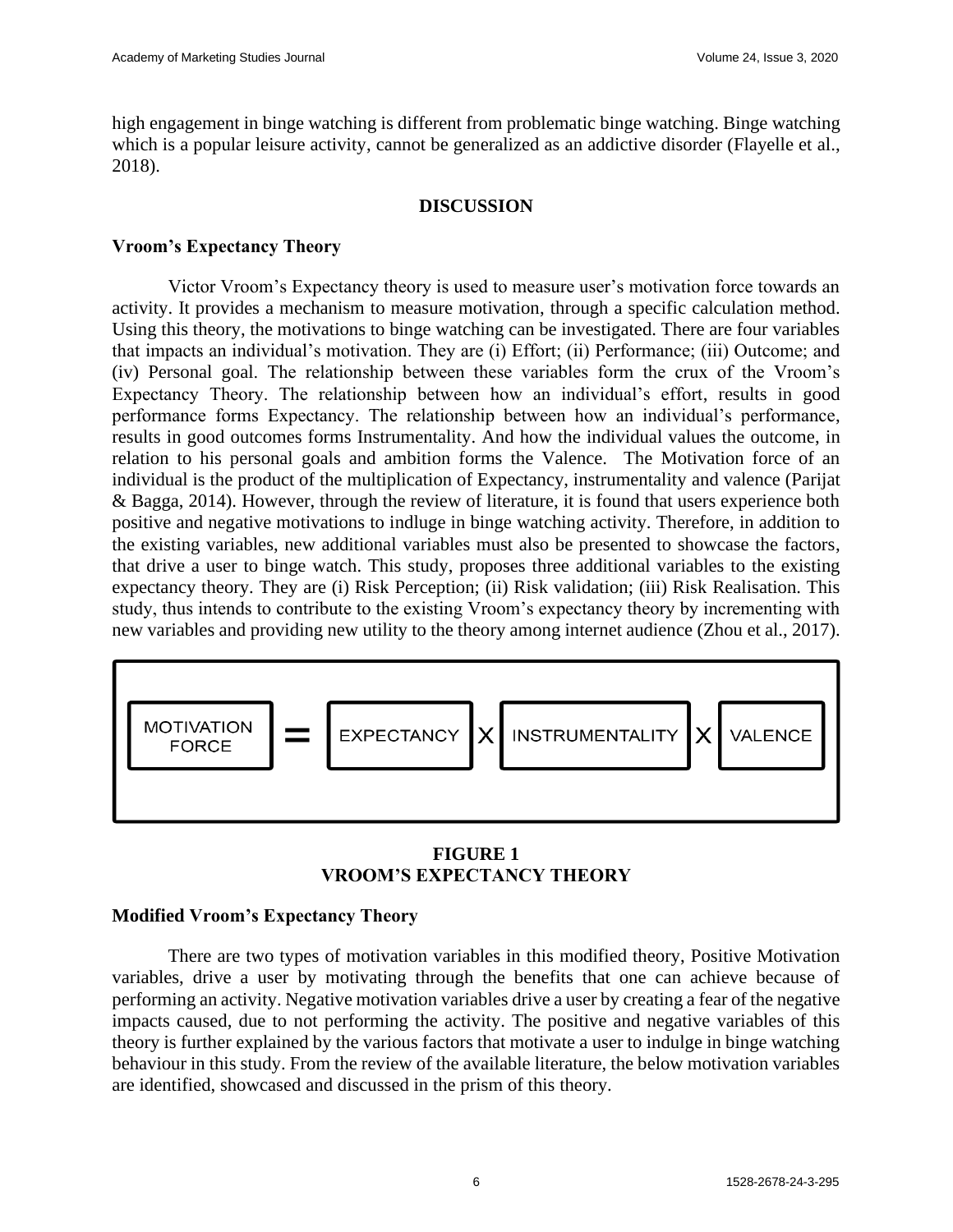high engagement in binge watching is different from problematic binge watching. Binge watching which is a popular leisure activity, cannot be generalized as an addictive disorder (Flayelle et al., 2018).

## DISCUSSION

### Vroom's Expectancy Theory

Victor Vroom's Expectancy theory is used to measure user's motivation force towards an activity. It provides a mechanism to measure motivation, through a specific calculation method. Using this theory, the motivations to binge watching can be investigated. There are four variables that impacts an individual's motivation. They are (i) Effort; (ii) Performance; (iii) Outcome; and (iv) Personal goal. The relationship between these variables form the crux of the Vroom's Expectancy Theory. The relationship between how an individual's effort, results in good performance forms Expectancy. The relationship between how an individual's performance, results in good outcomes forms Instrumentality. And how the individual values the outcome, in relation to his personal goals and ambition forms the Valence. The Motivation force of an individual is the product of the multiplication of Expectancy, instrumentality and valence (Parijat & Bagga, 2014). However, through the review of literature, it is found that users experience both positive and negative motivations to indluge in binge watching activity. Therefore, in addition to the existing variables, new additional variables must also be presented to showcase the factors, that drive a user to binge watch. This study, proposes three additional variables to the existing expectancy theory. They are (i) Risk Perception; (ii) Risk validation; (iii) Risk Realisation. This study, thus intends to contribute to the existing Vroom's expectancy theory by incrementing with new variables and providing new utility to the theory among internet audience (Zhou et al., 2017).

MOTIVATION FORCE = EXPECTANCY X INSTRUMENTALITY X VALENCE

**FIGURE 1**
**VROOM'S EXPECTANCY THEORY**

### Modified Vroom's Expectancy Theory

There are two types of motivation variables in this modified theory, Positive Motivation variables, drive a user by motivating through the benefits that one can achieve because of performing an activity. Negative motivation variables drive a user by creating a fear of the negative impacts caused, due to not performing the activity. The positive and negative variables of this theory is further explained by the various factors that motivate a user to indulge in binge watching behaviour in this study. From the review of the available literature, the below motivation variables are identified, showcased and discussed in the prism of this theory.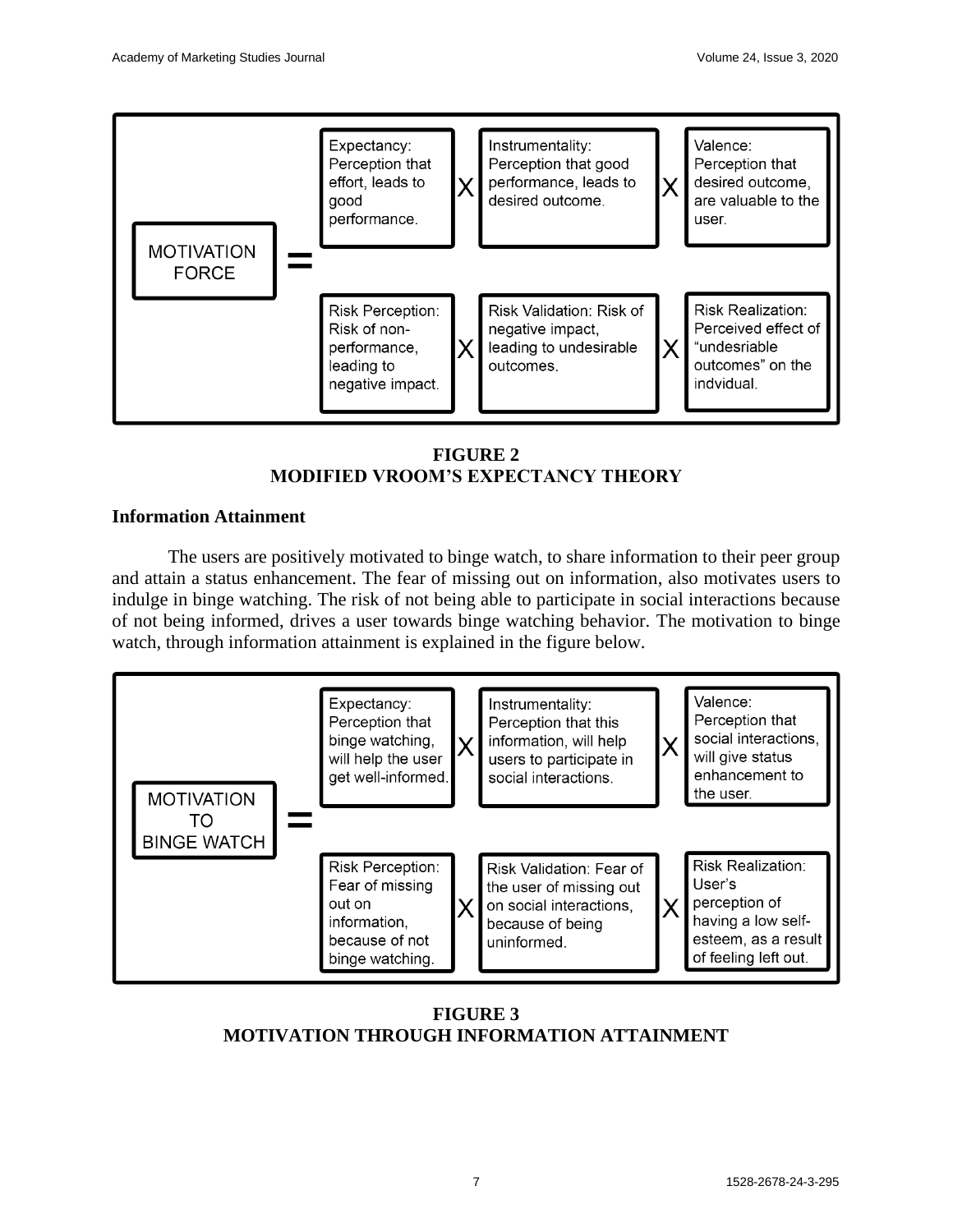| | | | | | | |
|---|---|---|---|---|---|---|
| MOTIVATION FORCE = | Expectancy: Perception that effort, leads to good performance. | X | Instrumentality: Perception that good performance, leads to desired outcome. | X | Valence: Perception that desired outcome, are valuable to the user. |
| | Risk Perception: Risk of non-performance, leading to negative impact. | X | Risk Validation: Risk of negative impact, leading to undesirable outcomes. | X | Risk Realization: Perceived effect of "undesriable outcomes" on the indvidual. |

**FIGURE 2**
**MODIFIED VROOM'S EXPECTANCY THEORY**

### Information Attainment

The users are positively motivated to binge watch, to share information to their peer group and attain a status enhancement. The fear of missing out on information, also motivates users to indulge in binge watching. The risk of not being able to participate in social interactions because of not being informed, drives a user towards binge watching behavior. The motivation to binge watch, through information attainment is explained in the figure below.

| | | | | | |
|---|---|---|---|---|---|
| MOTIVATION TO BINGE WATCH = | Expectancy: Perception that binge watching, will help the user get well-informed. | X | Instrumentality: Perception that this information, will help users to participate in social interactions. | X | Valence: Perception that social interactions, will give status enhancement to the user. |
| | Risk Perception: Fear of missing out on information, because of not binge watching. | X | Risk Validation: Fear of the user of missing out on social interactions, because of being uninformed. | X | Risk Realization: User's perception of having a low self-esteem, as a result of feeling left out. |

**FIGURE 3**
**MOTIVATION THROUGH INFORMATION ATTAINMENT**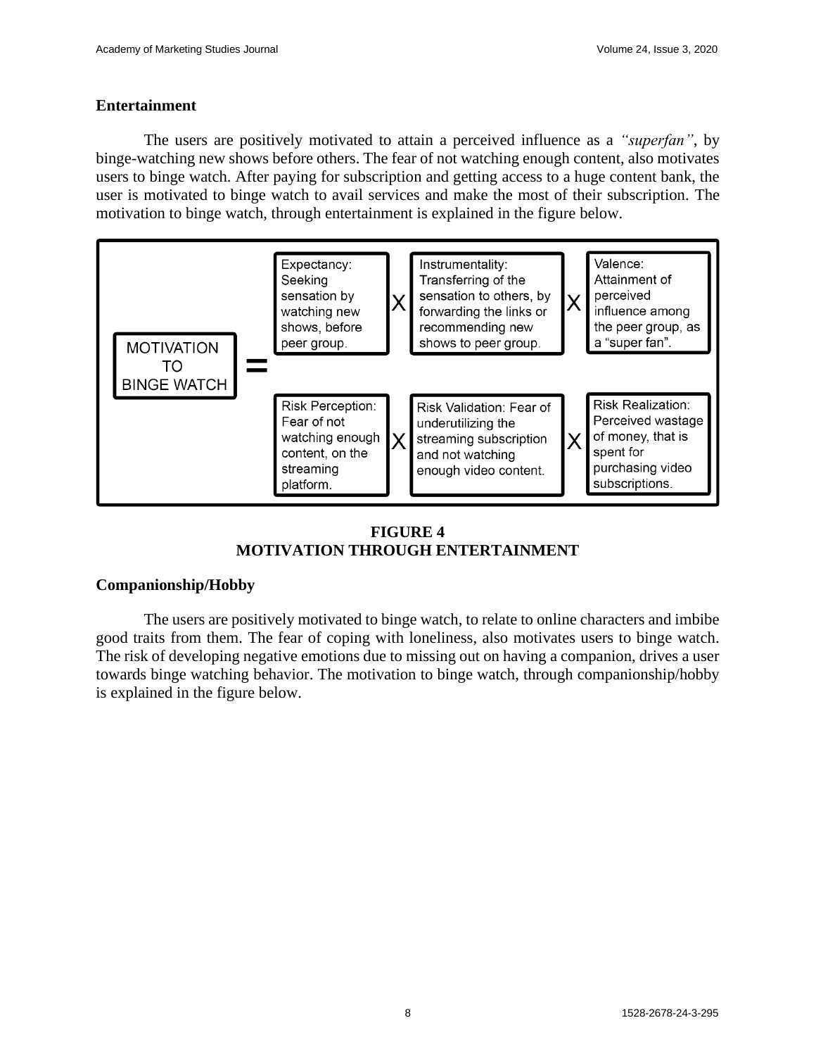## Entertainment

The users are positively motivated to attain a perceived influence as a *"superfan"*, by binge-watching new shows before others. The fear of not watching enough content, also motivates users to binge watch. After paying for subscription and getting access to a huge content bank, the user is motivated to binge watch to avail services and make the most of their subscription. The motivation to binge watch, through entertainment is explained in the figure below.

MOTIVATION TO BINGE WATCH =

Expectancy: Seeking sensation by watching new shows, before peer group. X Instrumentality: Transferring of the sensation to others, by forwarding the links or recommending new shows to peer group. X Valence: Attainment of perceived influence among the peer group, as a "super fan".

Risk Perception: Fear of not watching enough content, on the streaming platform. X Risk Validation: Fear of underutilizing the streaming subscription and not watching enough video content. X Risk Realization: Perceived wastage of money, that is spent for purchasing video subscriptions.

**FIGURE 4**
**MOTIVATION THROUGH ENTERTAINMENT**

## Companionship/Hobby

The users are positively motivated to binge watch, to relate to online characters and imbibe good traits from them. The fear of coping with loneliness, also motivates users to binge watch. The risk of developing negative emotions due to missing out on having a companion, drives a user towards binge watching behavior. The motivation to binge watch, through companionship/hobby is explained in the figure below.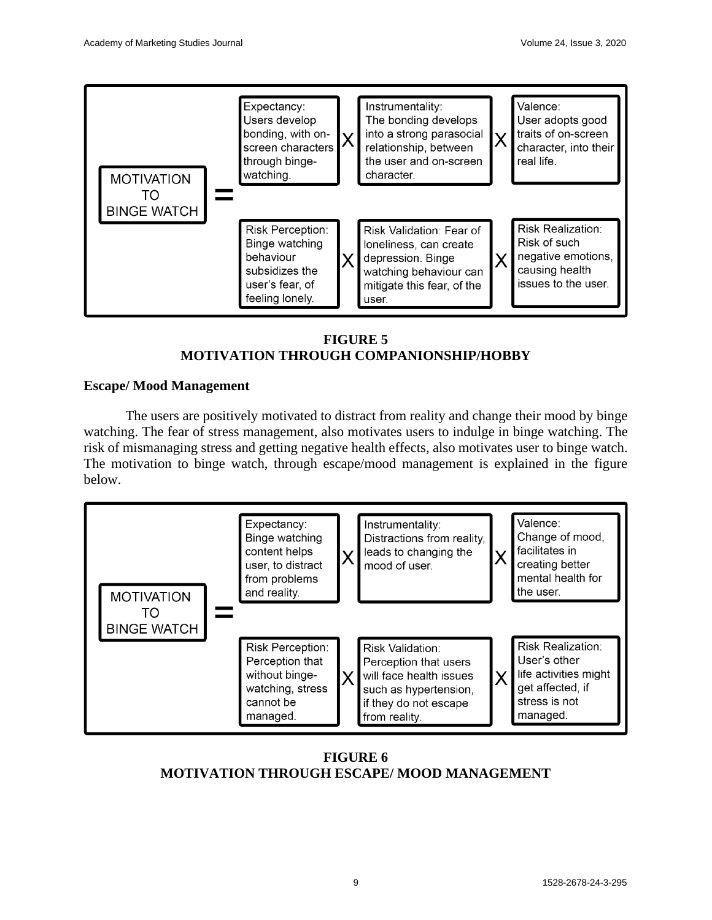MOTIVATION TO BINGE WATCH = Expectancy: Users develop bonding, with on-screen characters through binge-watching. X Instrumentality: The bonding develops into a strong parasocial relationship, between the user and on-screen character. X Valence: User adopts good traits of on-screen character, into their real life.

Risk Perception: Binge watching behaviour subsidizes the user's fear, of feeling lonely. X Risk Validation: Fear of loneliness, can create depression. Binge watching behaviour can mitigate this fear, of the user. X Risk Realization: Risk of such negative emotions, causing health issues to the user.

**FIGURE 5**
**MOTIVATION THROUGH COMPANIONSHIP/HOBBY**

### Escape/ Mood Management

The users are positively motivated to distract from reality and change their mood by binge watching. The fear of stress management, also motivates users to indulge in binge watching. The risk of mismanaging stress and getting negative health effects, also motivates user to binge watch. The motivation to binge watch, through escape/mood management is explained in the figure below.

MOTIVATION TO BINGE WATCH = Expectancy: Binge watching content helps user, to distract from problems and reality. X Instrumentality: Distractions from reality, leads to changing the mood of user. X Valence: Change of mood, facilitates in creating better mental health for the user.

Risk Perception: Perception that without binge-watching, stress cannot be managed. X Risk Validation: Perception that users will face health issues such as hypertension, if they do not escape from reality. X Risk Realization: User's other life activities might get affected, if stress is not managed.

**FIGURE 6**
**MOTIVATION THROUGH ESCAPE/ MOOD MANAGEMENT**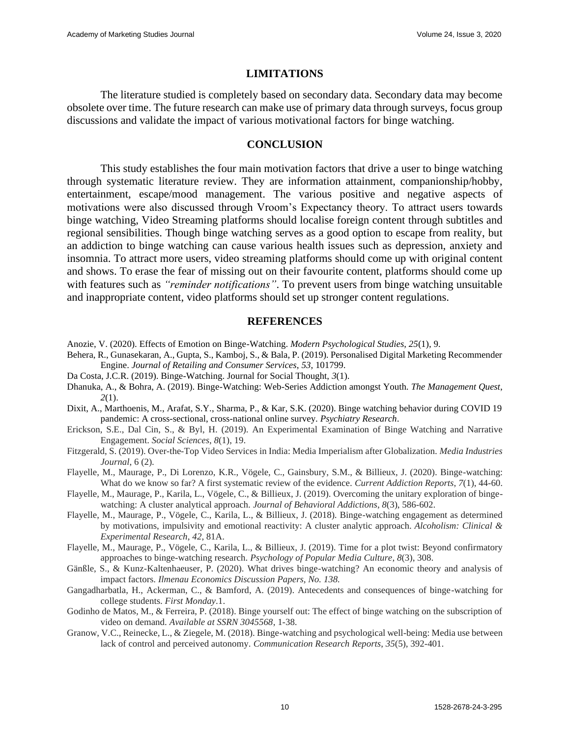## LIMITATIONS

The literature studied is completely based on secondary data. Secondary data may become obsolete over time. The future research can make use of primary data through surveys, focus group discussions and validate the impact of various motivational factors for binge watching.

## CONCLUSION

This study establishes the four main motivation factors that drive a user to binge watching through systematic literature review. They are information attainment, companionship/hobby, entertainment, escape/mood management. The various positive and negative aspects of motivations were also discussed through Vroom's Expectancy theory. To attract users towards binge watching, Video Streaming platforms should localise foreign content through subtitles and regional sensibilities. Though binge watching serves as a good option to escape from reality, but an addiction to binge watching can cause various health issues such as depression, anxiety and insomnia. To attract more users, video streaming platforms should come up with original content and shows. To erase the fear of missing out on their favourite content, platforms should come up with features such as *"reminder notifications"*. To prevent users from binge watching unsuitable and inappropriate content, video platforms should set up stronger content regulations.

## REFERENCES

Anozie, V. (2020). Effects of Emotion on Binge-Watching. *Modern Psychological Studies*, *25*(1), 9.

Behera, R., Gunasekaran, A., Gupta, S., Kamboj, S., & Bala, P. (2019). Personalised Digital Marketing Recommender Engine. *Journal of Retailing and Consumer Services*, *53*, 101799.

Da Costa, J.C.R. (2019). Binge-Watching. Journal for Social Thought, *3*(1).

Dhanuka, A., & Bohra, A. (2019). Binge-Watching: Web-Series Addiction amongst Youth. *The Management Quest*, *2*(1).

Dixit, A., Marthoenis, M., Arafat, S.Y., Sharma, P., & Kar, S.K. (2020). Binge watching behavior during COVID 19 pandemic: A cross-sectional, cross-national online survey. *Psychiatry Research*.

Erickson, S.E., Dal Cin, S., & Byl, H. (2019). An Experimental Examination of Binge Watching and Narrative Engagement. *Social Sciences*, *8*(1), 19.

Fitzgerald, S. (2019). Over-the-Top Video Services in India: Media Imperialism after Globalization. *Media Industries Journal*, 6 (2).

Flayelle, M., Maurage, P., Di Lorenzo, K.R., Vögele, C., Gainsbury, S.M., & Billieux, J. (2020). Binge-watching: What do we know so far? A first systematic review of the evidence. *Current Addiction Reports*, *7*(1), 44-60.

Flayelle, M., Maurage, P., Karila, L., Vögele, C., & Billieux, J. (2019). Overcoming the unitary exploration of binge-watching: A cluster analytical approach. *Journal of Behavioral Addictions*, *8*(3), 586-602.

Flayelle, M., Maurage, P., Vögele, C., Karila, L., & Billieux, J. (2018). Binge-watching engagement as determined by motivations, impulsivity and emotional reactivity: A cluster analytic approach. *Alcoholism: Clinical & Experimental Research*, *42*, 81A.

Flayelle, M., Maurage, P., Vögele, C., Karila, L., & Billieux, J. (2019). Time for a plot twist: Beyond confirmatory approaches to binge-watching research. *Psychology of Popular Media Culture*, *8*(3), 308.

Gänßle, S., & Kunz-Kaltenhaeuser, P. (2020). What drives binge-watching? An economic theory and analysis of impact factors. *Ilmenau Economics Discussion Papers, No. 138.*

Gangadharbatla, H., Ackerman, C., & Bamford, A. (2019). Antecedents and consequences of binge-watching for college students. *First Monday*.1.

Godinho de Matos, M., & Ferreira, P. (2018). Binge yourself out: The effect of binge watching on the subscription of video on demand. *Available at SSRN 3045568*, 1-38.

Granow, V.C., Reinecke, L., & Ziegele, M. (2018). Binge-watching and psychological well-being: Media use between lack of control and perceived autonomy. *Communication Research Reports*, *35*(5), 392-401.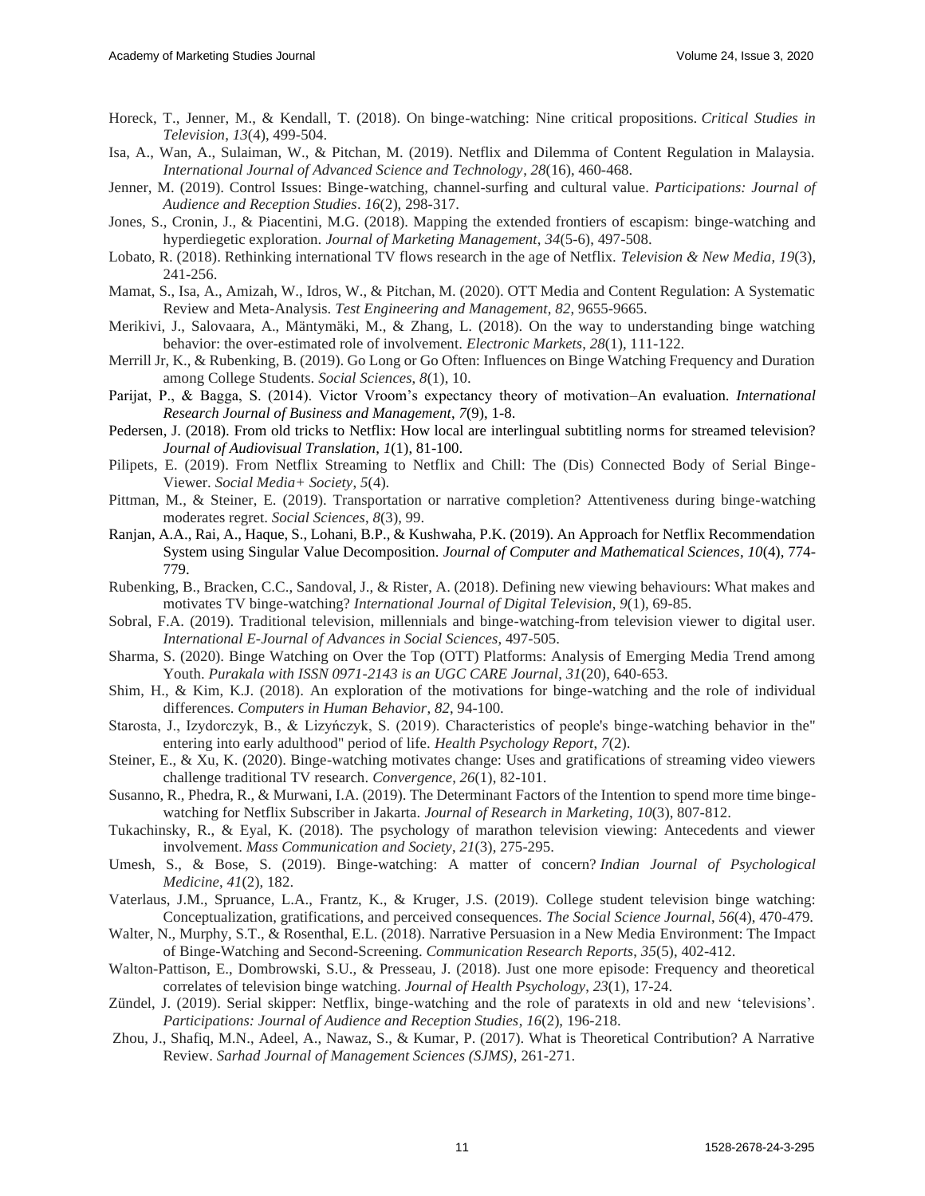Horeck, T., Jenner, M., & Kendall, T. (2018). On binge-watching: Nine critical propositions. *Critical Studies in Television*, *13*(4), 499-504.

Isa, A., Wan, A., Sulaiman, W., & Pitchan, M. (2019). Netflix and Dilemma of Content Regulation in Malaysia. *International Journal of Advanced Science and Technology*, *28*(16), 460-468.

Jenner, M. (2019). Control Issues: Binge-watching, channel-surfing and cultural value. *Participations: Journal of Audience and Reception Studies*. *16*(2), 298-317.

Jones, S., Cronin, J., & Piacentini, M.G. (2018). Mapping the extended frontiers of escapism: binge-watching and hyperdiegetic exploration. *Journal of Marketing Management*, *34*(5-6), 497-508.

Lobato, R. (2018). Rethinking international TV flows research in the age of Netflix. *Television & New Media*, *19*(3), 241-256.

Mamat, S., Isa, A., Amizah, W., Idros, W., & Pitchan, M. (2020). OTT Media and Content Regulation: A Systematic Review and Meta-Analysis. *Test Engineering and Management*, *82*, 9655-9665.

Merikivi, J., Salovaara, A., Mäntymäki, M., & Zhang, L. (2018). On the way to understanding binge watching behavior: the over-estimated role of involvement. *Electronic Markets*, *28*(1), 111-122.

Merrill Jr, K., & Rubenking, B. (2019). Go Long or Go Often: Influences on Binge Watching Frequency and Duration among College Students. *Social Sciences*, *8*(1), 10.

Parijat, P., & Bagga, S. (2014). Victor Vroom's expectancy theory of motivation–An evaluation. *International Research Journal of Business and Management*, *7*(9), 1-8.

Pedersen, J. (2018). From old tricks to Netflix: How local are interlingual subtitling norms for streamed television? *Journal of Audiovisual Translation*, *1*(1), 81-100.

Pilipets, E. (2019). From Netflix Streaming to Netflix and Chill: The (Dis) Connected Body of Serial Binge-Viewer. *Social Media+ Society*, *5*(4).

Pittman, M., & Steiner, E. (2019). Transportation or narrative completion? Attentiveness during binge-watching moderates regret. *Social Sciences*, *8*(3), 99.

Ranjan, A.A., Rai, A., Haque, S., Lohani, B.P., & Kushwaha, P.K. (2019). An Approach for Netflix Recommendation System using Singular Value Decomposition. *Journal of Computer and Mathematical Sciences*, *10*(4), 774-779.

Rubenking, B., Bracken, C.C., Sandoval, J., & Rister, A. (2018). Defining new viewing behaviours: What makes and motivates TV binge-watching? *International Journal of Digital Television*, *9*(1), 69-85.

Sobral, F.A. (2019). Traditional television, millennials and binge-watching-from television viewer to digital user. *International E-Journal of Advances in Social Sciences*, 497-505.

Sharma, S. (2020). Binge Watching on Over the Top (OTT) Platforms: Analysis of Emerging Media Trend among Youth. *Purakala with ISSN 0971-2143 is an UGC CARE Journal*, *31*(20), 640-653.

Shim, H., & Kim, K.J. (2018). An exploration of the motivations for binge-watching and the role of individual differences. *Computers in Human Behavior*, *82*, 94-100.

Starosta, J., Izydorczyk, B., & Lizyńczyk, S. (2019). Characteristics of people's binge-watching behavior in the" entering into early adulthood" period of life. *Health Psychology Report*, *7*(2).

Steiner, E., & Xu, K. (2020). Binge-watching motivates change: Uses and gratifications of streaming video viewers challenge traditional TV research. *Convergence*, *26*(1), 82-101.

Susanno, R., Phedra, R., & Murwani, I.A. (2019). The Determinant Factors of the Intention to spend more time binge-watching for Netflix Subscriber in Jakarta. *Journal of Research in Marketing*, *10*(3), 807-812.

Tukachinsky, R., & Eyal, K. (2018). The psychology of marathon television viewing: Antecedents and viewer involvement. *Mass Communication and Society*, *21*(3), 275-295.

Umesh, S., & Bose, S. (2019). Binge-watching: A matter of concern? *Indian Journal of Psychological Medicine*, *41*(2), 182.

Vaterlaus, J.M., Spruance, L.A., Frantz, K., & Kruger, J.S. (2019). College student television binge watching: Conceptualization, gratifications, and perceived consequences. *The Social Science Journal*, *56*(4), 470-479.

Walter, N., Murphy, S.T., & Rosenthal, E.L. (2018). Narrative Persuasion in a New Media Environment: The Impact of Binge-Watching and Second-Screening. *Communication Research Reports*, *35*(5), 402-412.

Walton-Pattison, E., Dombrowski, S.U., & Presseau, J. (2018). Just one more episode: Frequency and theoretical correlates of television binge watching. *Journal of Health Psychology*, *23*(1), 17-24.

Zündel, J. (2019). Serial skipper: Netflix, binge-watching and the role of paratexts in old and new 'televisions'. *Participations: Journal of Audience and Reception Studies*, *16*(2), 196-218.

Zhou, J., Shafiq, M.N., Adeel, A., Nawaz, S., & Kumar, P. (2017). What is Theoretical Contribution? A Narrative Review. *Sarhad Journal of Management Sciences (SJMS)*, 261-271.